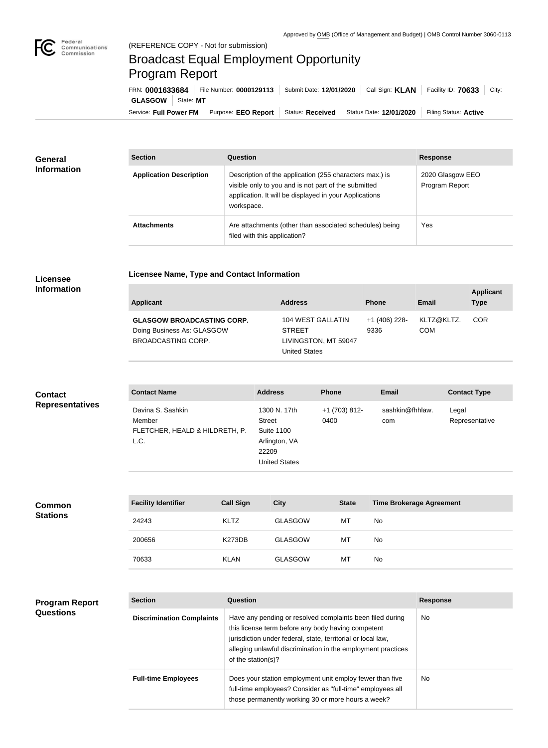Approved by OMB (Office of Management and Budget) | OMB Control Number 3060-0113

(REFERENCE COPY - Not for submission)

# Broadcast Equal Employment Opportunity Program Report

FRN: **0001633684** | File Number: **0000129113** | Submit Date: **12/01/2020** | Call Sign: **KLAN** | Facility ID: **70633** | City: **GLASGOW** | State: **MT**

Service: **Full Power FM** | Purpose: **EEO Report** | Status: **Received** | Status Date: **12/01/2020** | Filing Status: **Active**

## General Information

| Section | Question | Response |
| --- | --- | --- |
| **Application Description** | Description of the application (255 characters max.) is visible only to you and is not part of the submitted application. It will be displayed in your Applications workspace. | 2020 Glasgow EEO Program Report |
| **Attachments** | Are attachments (other than associated schedules) being filed with this application? | Yes |

## Licensee Information

### Licensee Name, Type and Contact Information

| Applicant | Address | Phone | Email | Applicant Type |
| --- | --- | --- | --- | --- |
| **GLASGOW BROADCASTING CORP.** Doing Business As: GLASGOW BROADCASTING CORP. | 104 WEST GALLATIN STREET LIVINGSTON, MT 59047 United States | +1 (406) 228-9336 | KLTZ@KLTZ.COM | COR |

## Contact Representatives

| Contact Name | Address | Phone | Email | Contact Type |
| --- | --- | --- | --- | --- |
| Davina S. Sashkin Member FLETCHER, HEALD & HILDRETH, P.L.C. | 1300 N. 17th Street Suite 1100 Arlington, VA 22209 United States | +1 (703) 812-0400 | sashkin@fhhlaw.com | Legal Representative |

## Common Stations

| Facility Identifier | Call Sign | City | State | Time Brokerage Agreement |
| --- | --- | --- | --- | --- |
| 24243 | KLTZ | GLASGOW | MT | No |
| 200656 | K273DB | GLASGOW | MT | No |
| 70633 | KLAN | GLASGOW | MT | No |

## Program Report Questions

| Section | Question | Response |
| --- | --- | --- |
| **Discrimination Complaints** | Have any pending or resolved complaints been filed during this license term before any body having competent jurisdiction under federal, state, territorial or local law, alleging unlawful discrimination in the employment practices of the station(s)? | No |
| **Full-time Employees** | Does your station employment unit employ fewer than five full-time employees? Consider as "full-time" employees all those permanently working 30 or more hours a week? | No |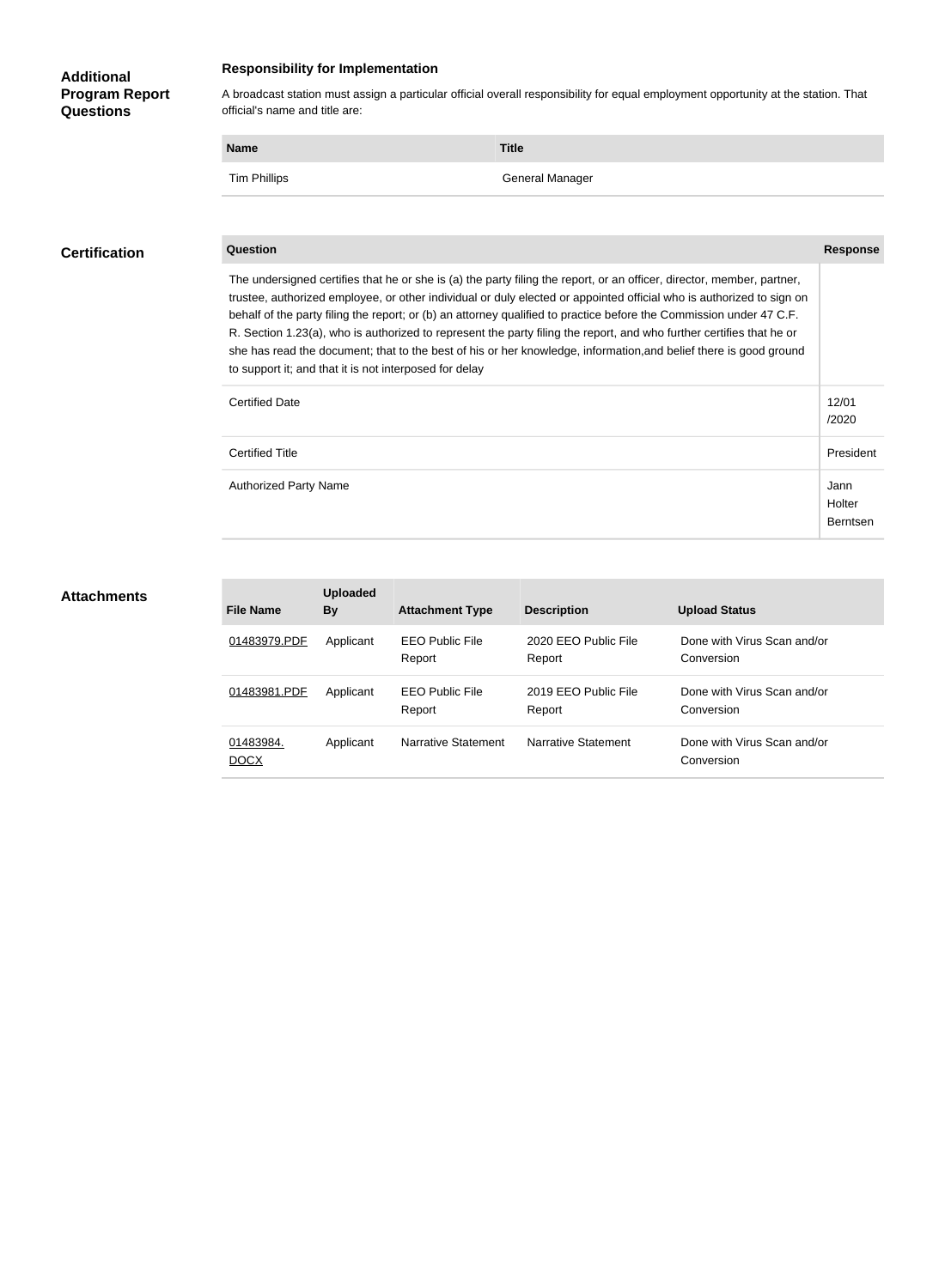## Additional Program Report Questions

### Responsibility for Implementation

A broadcast station must assign a particular official overall responsibility for equal employment opportunity at the station. That official's name and title are:

| Name | Title |
| --- | --- |
| Tim Phillips | General Manager |

## Certification

| Question | Response |
| --- | --- |
| The undersigned certifies that he or she is (a) the party filing the report, or an officer, director, member, partner, trustee, authorized employee, or other individual or duly elected or appointed official who is authorized to sign on behalf of the party filing the report; or (b) an attorney qualified to practice before the Commission under 47 C.F. R. Section 1.23(a), who is authorized to represent the party filing the report, and who further certifies that he or she has read the document; that to the best of his or her knowledge, information,and belief there is good ground to support it; and that it is not interposed for delay | |
| Certified Date | 12/01/2020 |
| Certified Title | President |
| Authorized Party Name | Jann Holter Berntsen |

## Attachments

| File Name | Uploaded By | Attachment Type | Description | Upload Status |
| --- | --- | --- | --- | --- |
| 01483979.PDF | Applicant | EEO Public File Report | 2020 EEO Public File Report | Done with Virus Scan and/or Conversion |
| 01483981.PDF | Applicant | EEO Public File Report | 2019 EEO Public File Report | Done with Virus Scan and/or Conversion |
| 01483984.DOCX | Applicant | Narrative Statement | Narrative Statement | Done with Virus Scan and/or Conversion |